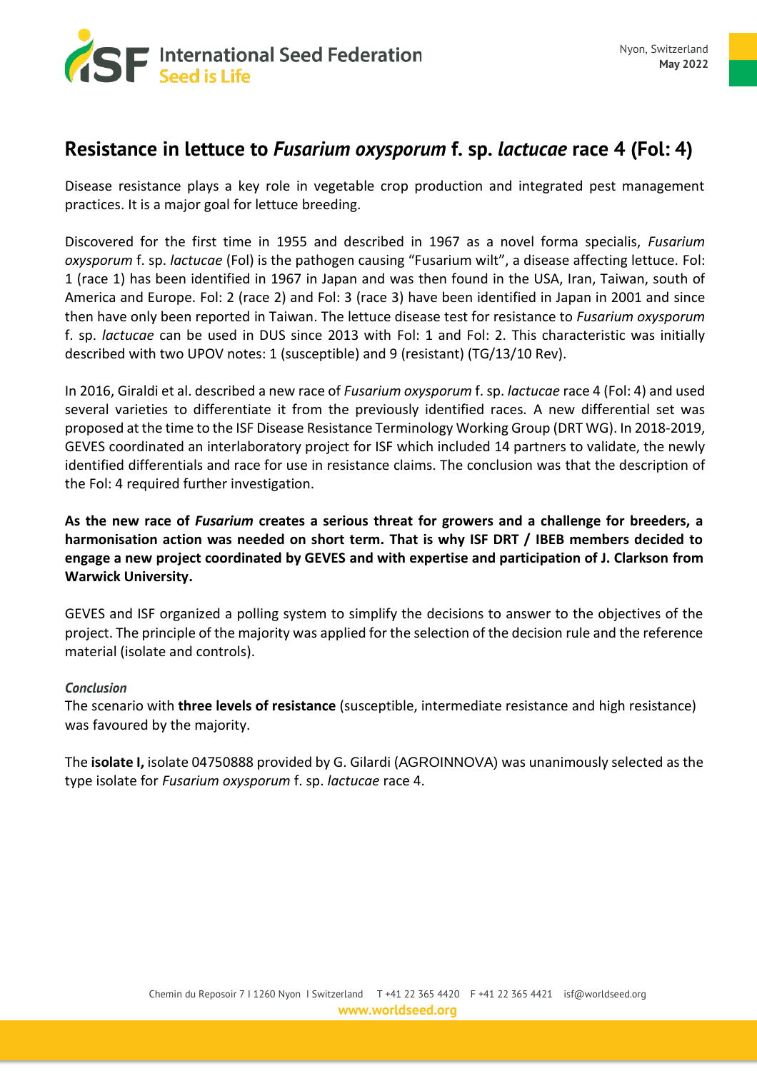Nyon, Switzerland
**May 2022**

# Resistance in lettuce to *Fusarium oxysporum* f. sp. *lactucae* race 4 (Fol: 4)

Disease resistance plays a key role in vegetable crop production and integrated pest management practices. It is a major goal for lettuce breeding.

Discovered for the first time in 1955 and described in 1967 as a novel forma specialis, *Fusarium oxysporum* f. sp. *lactucae* (Fol) is the pathogen causing "Fusarium wilt", a disease affecting lettuce. Fol: 1 (race 1) has been identified in 1967 in Japan and was then found in the USA, Iran, Taiwan, south of America and Europe. Fol: 2 (race 2) and Fol: 3 (race 3) have been identified in Japan in 2001 and since then have only been reported in Taiwan. The lettuce disease test for resistance to *Fusarium oxysporum* f. sp. *lactucae* can be used in DUS since 2013 with Fol: 1 and Fol: 2. This characteristic was initially described with two UPOV notes: 1 (susceptible) and 9 (resistant) (TG/13/10 Rev).

In 2016, Giraldi et al. described a new race of *Fusarium oxysporum* f. sp. *lactucae* race 4 (Fol: 4) and used several varieties to differentiate it from the previously identified races. A new differential set was proposed at the time to the ISF Disease Resistance Terminology Working Group (DRT WG). In 2018-2019, GEVES coordinated an interlaboratory project for ISF which included 14 partners to validate, the newly identified differentials and race for use in resistance claims. The conclusion was that the description of the Fol: 4 required further investigation.

**As the new race of *Fusarium* creates a serious threat for growers and a challenge for breeders, a harmonisation action was needed on short term. That is why ISF DRT / IBEB members decided to engage a new project coordinated by GEVES and with expertise and participation of J. Clarkson from Warwick University.**

GEVES and ISF organized a polling system to simplify the decisions to answer to the objectives of the project. The principle of the majority was applied for the selection of the decision rule and the reference material (isolate and controls).

*Conclusion*

The scenario with **three levels of resistance** (susceptible, intermediate resistance and high resistance) was favoured by the majority.

The **isolate I,** isolate 04750888 provided by G. Gilardi (AGROINNOVA) was unanimously selected as the type isolate for *Fusarium oxysporum* f. sp. *lactucae* race 4.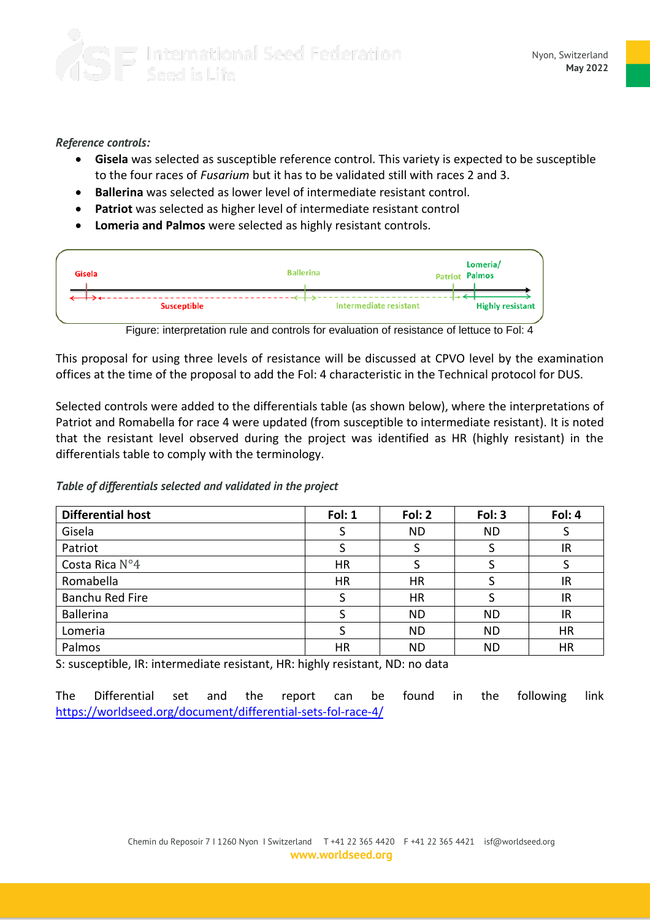*Reference controls:*

- **Gisela** was selected as susceptible reference control. This variety is expected to be susceptible to the four races of *Fusarium* but it has to be validated still with races 2 and 3.
- **Ballerina** was selected as lower level of intermediate resistant control.
- **Patriot** was selected as higher level of intermediate resistant control
- **Lomeria and Palmos** were selected as highly resistant controls.

Gisela — Ballerina — Patriot — Lomeria/ Palmos

Susceptible — Intermediate resistant — Highly resistant

Figure: interpretation rule and controls for evaluation of resistance of lettuce to Fol: 4

This proposal for using three levels of resistance will be discussed at CPVO level by the examination offices at the time of the proposal to add the Fol: 4 characteristic in the Technical protocol for DUS.

Selected controls were added to the differentials table (as shown below), where the interpretations of Patriot and Romabella for race 4 were updated (from susceptible to intermediate resistant). It is noted that the resistant level observed during the project was identified as HR (highly resistant) in the differentials table to comply with the terminology.

*Table of differentials selected and validated in the project*

| Differential host | Fol: 1 | Fol: 2 | Fol: 3 | Fol: 4 |
|---|---|---|---|---|
| Gisela | S | ND | ND | S |
| Patriot | S | S | S | IR |
| Costa Rica N°4 | HR | S | S | S |
| Romabella | HR | HR | S | IR |
| Banchu Red Fire | S | HR | S | IR |
| Ballerina | S | ND | ND | IR |
| Lomeria | S | ND | ND | HR |
| Palmos | HR | ND | ND | HR |

S: susceptible, IR: intermediate resistant, HR: highly resistant, ND: no data

The Differential set and the report can be found in the following link https://worldseed.org/document/differential-sets-fol-race-4/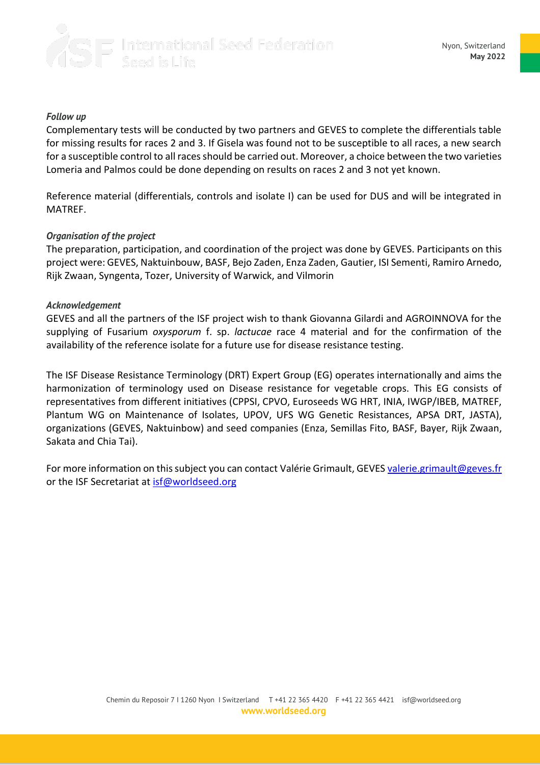*Follow up*

Complementary tests will be conducted by two partners and GEVES to complete the differentials table for missing results for races 2 and 3. If Gisela was found not to be susceptible to all races, a new search for a susceptible control to all races should be carried out. Moreover, a choice between the two varieties Lomeria and Palmos could be done depending on results on races 2 and 3 not yet known.

Reference material (differentials, controls and isolate I) can be used for DUS and will be integrated in MATREF.

*Organisation of the project*

The preparation, participation, and coordination of the project was done by GEVES. Participants on this project were: GEVES, Naktuinbouw, BASF, Bejo Zaden, Enza Zaden, Gautier, ISI Sementi, Ramiro Arnedo, Rijk Zwaan, Syngenta, Tozer, University of Warwick, and Vilmorin

*Acknowledgement*

GEVES and all the partners of the ISF project wish to thank Giovanna Gilardi and AGROINNOVA for the supplying of Fusarium *oxysporum* f. sp. *lactucae* race 4 material and for the confirmation of the availability of the reference isolate for a future use for disease resistance testing.

The ISF Disease Resistance Terminology (DRT) Expert Group (EG) operates internationally and aims the harmonization of terminology used on Disease resistance for vegetable crops. This EG consists of representatives from different initiatives (CPPSI, CPVO, Euroseeds WG HRT, INIA, IWGP/IBEB, MATREF, Plantum WG on Maintenance of Isolates, UPOV, UFS WG Genetic Resistances, APSA DRT, JASTA), organizations (GEVES, Naktuinbow) and seed companies (Enza, Semillas Fito, BASF, Bayer, Rijk Zwaan, Sakata and Chia Tai).

For more information on this subject you can contact Valérie Grimault, GEVES valerie.grimault@geves.fr or the ISF Secretariat at isf@worldseed.org